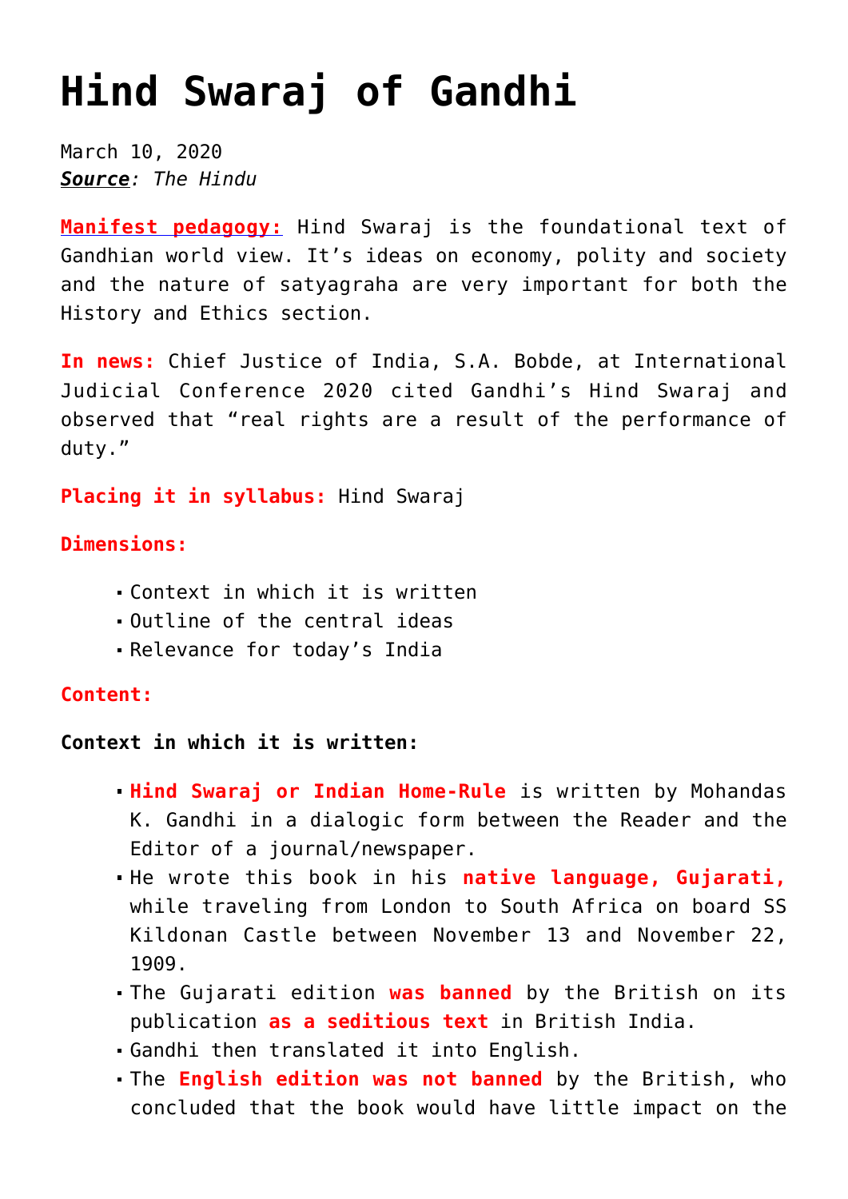# Hind Swaraj of Gandhi

March 10, 2020
***Source**: The Hindu*

**Manifest pedagogy:** Hind Swaraj is the foundational text of Gandhian world view. It's ideas on economy, polity and society and the nature of satyagraha are very important for both the History and Ethics section.

**In news:** Chief Justice of India, S.A. Bobde, at International Judicial Conference 2020 cited Gandhi's Hind Swaraj and observed that "real rights are a result of the performance of duty."

**Placing it in syllabus:** Hind Swaraj

**Dimensions:**

- Context in which it is written
- Outline of the central ideas
- Relevance for today's India

**Content:**

**Context in which it is written:**

- **Hind Swaraj or Indian Home-Rule** is written by Mohandas K. Gandhi in a dialogic form between the Reader and the Editor of a journal/newspaper.
- He wrote this book in his **native language, Gujarati,** while traveling from London to South Africa on board SS Kildonan Castle between November 13 and November 22, 1909.
- The Gujarati edition **was banned** by the British on its publication **as a seditious text** in British India.
- Gandhi then translated it into English.
- The **English edition was not banned** by the British, who concluded that the book would have little impact on the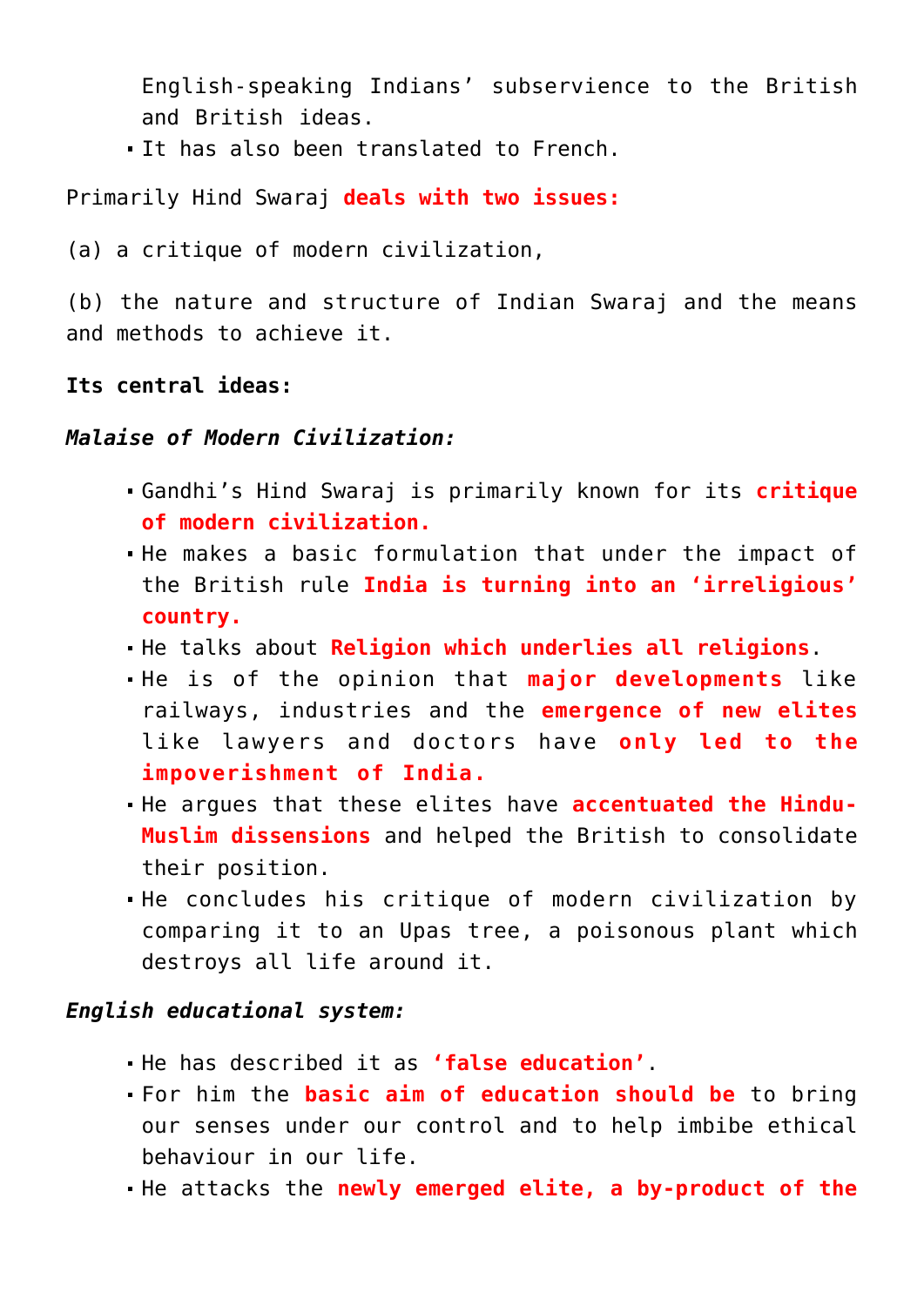English-speaking Indians' subservience to the British and British ideas.
- It has also been translated to French.

Primarily Hind Swaraj **deals with two issues:**

(a) a critique of modern civilization,

(b) the nature and structure of Indian Swaraj and the means and methods to achieve it.

**Its central ideas:**

***Malaise of Modern Civilization:***

- Gandhi's Hind Swaraj is primarily known for its **critique of modern civilization.**
- He makes a basic formulation that under the impact of the British rule **India is turning into an 'irreligious' country.**
- He talks about **Religion which underlies all religions**.
- He is of the opinion that **major developments** like railways, industries and the **emergence of new elites** like lawyers and doctors have **only led to the impoverishment of India.**
- He argues that these elites have **accentuated the Hindu-Muslim dissensions** and helped the British to consolidate their position.
- He concludes his critique of modern civilization by comparing it to an Upas tree, a poisonous plant which destroys all life around it.

***English educational system:***

- He has described it as **'false education'**.
- For him the **basic aim of education should be** to bring our senses under our control and to help imbibe ethical behaviour in our life.
- He attacks the **newly emerged elite, a by-product of the**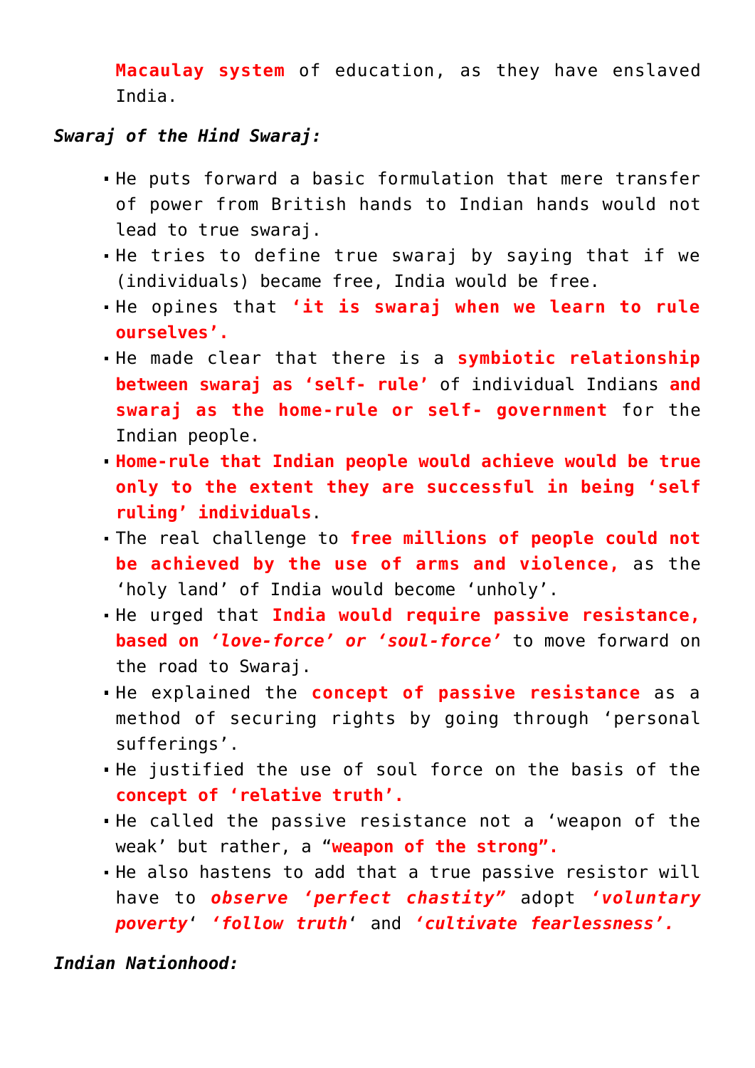**Macaulay system** of education, as they have enslaved India.

***Swaraj of the Hind Swaraj:***

- He puts forward a basic formulation that mere transfer of power from British hands to Indian hands would not lead to true swaraj.
- He tries to define true swaraj by saying that if we (individuals) became free, India would be free.
- He opines that **'it is swaraj when we learn to rule ourselves'.**
- He made clear that there is a **symbiotic relationship between swaraj as 'self- rule'** of individual Indians **and swaraj as the home-rule or self- government** for the Indian people.
- **Home-rule that Indian people would achieve would be true only to the extent they are successful in being 'self ruling' individuals**.
- The real challenge to **free millions of people could not be achieved by the use of arms and violence,** as the 'holy land' of India would become 'unholy'.
- He urged that **India would require passive resistance, based on *'love-force' or 'soul-force'*** to move forward on the road to Swaraj.
- He explained the **concept of passive resistance** as a method of securing rights by going through 'personal sufferings'.
- He justified the use of soul force on the basis of the **concept of 'relative truth'.**
- He called the passive resistance not a 'weapon of the weak' but rather, a "**weapon of the strong".**
- He also hastens to add that a true passive resistor will have to ***observe 'perfect chastity"*** adopt ***'voluntary poverty***' ***'follow truth***' and ***'cultivate fearlessness'.***

***Indian Nationhood:***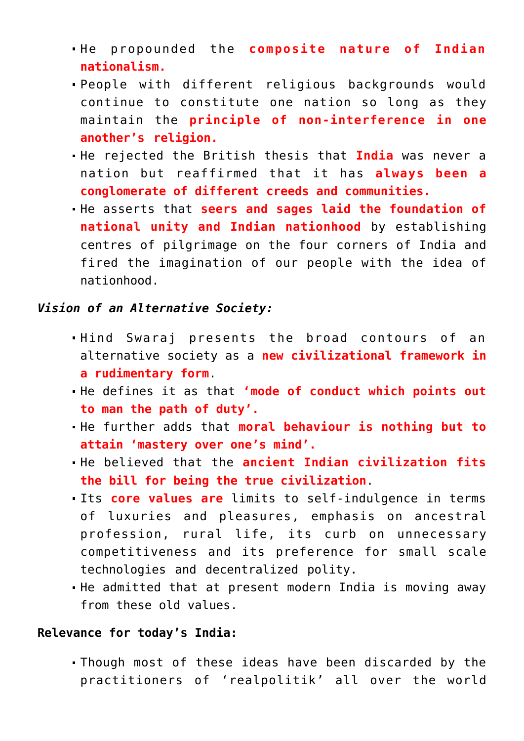- He propounded the **composite nature of Indian nationalism.**
- People with different religious backgrounds would continue to constitute one nation so long as they maintain the **principle of non-interference in one another's religion.**
- He rejected the British thesis that **India** was never a nation but reaffirmed that it has **always been a conglomerate of different creeds and communities.**
- He asserts that **seers and sages laid the foundation of national unity and Indian nationhood** by establishing centres of pilgrimage on the four corners of India and fired the imagination of our people with the idea of nationhood.

***Vision of an Alternative Society:***

- Hind Swaraj presents the broad contours of an alternative society as a **new civilizational framework in a rudimentary form**.
- He defines it as that **'mode of conduct which points out to man the path of duty'.**
- He further adds that **moral behaviour is nothing but to attain 'mastery over one's mind'.**
- He believed that the **ancient Indian civilization fits the bill for being the true civilization**.
- Its **core values are** limits to self-indulgence in terms of luxuries and pleasures, emphasis on ancestral profession, rural life, its curb on unnecessary competitiveness and its preference for small scale technologies and decentralized polity.
- He admitted that at present modern India is moving away from these old values.

**Relevance for today's India:**

- Though most of these ideas have been discarded by the practitioners of 'realpolitik' all over the world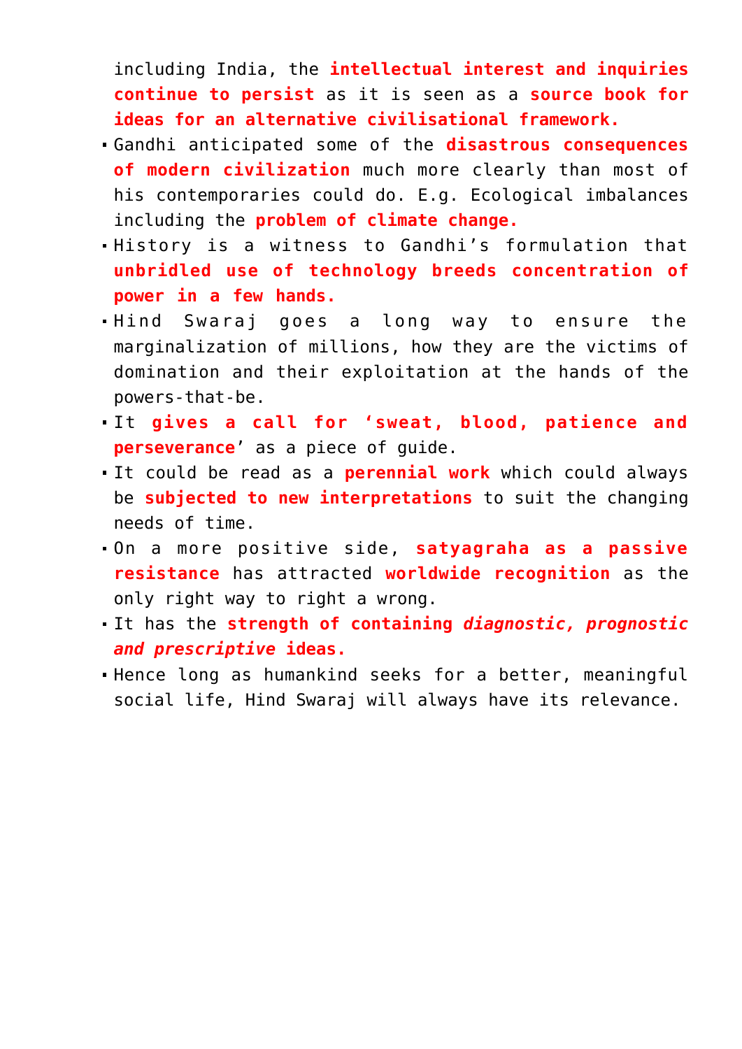including India, the **intellectual interest and inquiries continue to persist** as it is seen as a **source book for ideas for an alternative civilisational framework.**

- Gandhi anticipated some of the **disastrous consequences of modern civilization** much more clearly than most of his contemporaries could do. E.g. Ecological imbalances including the **problem of climate change.**
- History is a witness to Gandhi's formulation that **unbridled use of technology breeds concentration of power in a few hands.**
- Hind Swaraj goes a long way to ensure the marginalization of millions, how they are the victims of domination and their exploitation at the hands of the powers-that-be.
- It **gives a call for 'sweat, blood, patience and perseverance**' as a piece of guide.
- It could be read as a **perennial work** which could always be **subjected to new interpretations** to suit the changing needs of time.
- On a more positive side, **satyagraha as a passive resistance** has attracted **worldwide recognition** as the only right way to right a wrong.
- It has the **strength of containing *diagnostic, prognostic and prescriptive* ideas.**
- Hence long as humankind seeks for a better, meaningful social life, Hind Swaraj will always have its relevance.